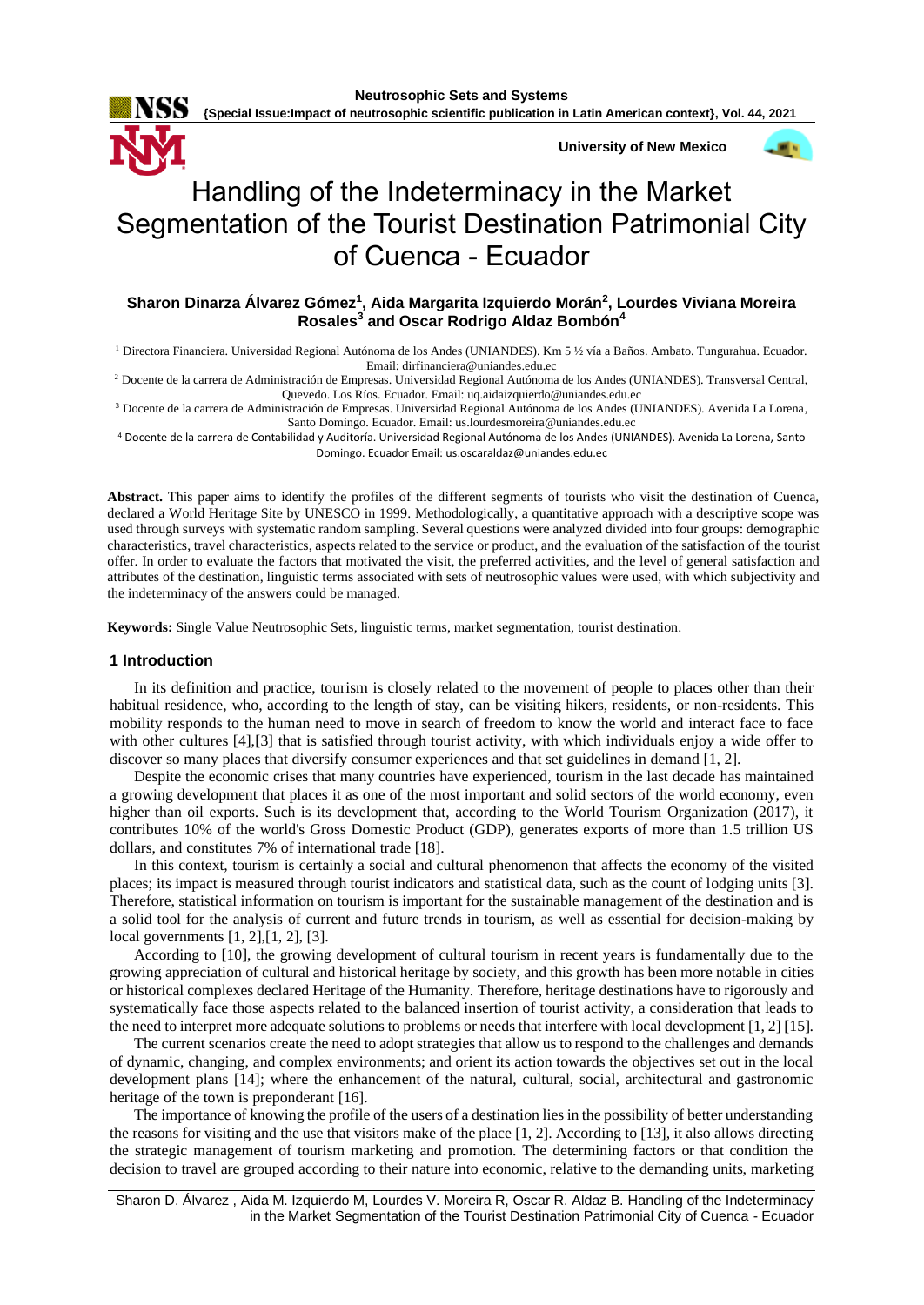# Handling of the Indeterminacy in the Market Segmentation of the Tourist Destination Patrimonial City of Cuenca - Ecuador

**Sharon Dinarza Álvarez Gómez[1], Aida Margarita Izquierdo Morán[2], Lourdes Viviana Moreira Rosales[3] and Oscar Rodrigo Aldaz Bombón[4]**

[1] Directora Financiera. Universidad Regional Autónoma de los Andes (UNIANDES). Km 5 ½ vía a Baños. Ambato. Tungurahua. Ecuador. Email: dirfinanciera@uniandes.edu.ec

[2] Docente de la carrera de Administración de Empresas. Universidad Regional Autónoma de los Andes (UNIANDES). Transversal Central, Quevedo. Los Ríos. Ecuador. Email: uq.aidaizquierdo@uniandes.edu.ec

[3] Docente de la carrera de Administración de Empresas. Universidad Regional Autónoma de los Andes (UNIANDES). Avenida La Lorena, Santo Domingo. Ecuador. Email: us.lourdesmoreira@uniandes.edu.ec

[4] Docente de la carrera de Contabilidad y Auditoría. Universidad Regional Autónoma de los Andes (UNIANDES). Avenida La Lorena, Santo Domingo. Ecuador Email: us.oscaraldaz@uniandes.edu.ec

**Abstract.** This paper aims to identify the profiles of the different segments of tourists who visit the destination of Cuenca, declared a World Heritage Site by UNESCO in 1999. Methodologically, a quantitative approach with a descriptive scope was used through surveys with systematic random sampling. Several questions were analyzed divided into four groups: demographic characteristics, travel characteristics, aspects related to the service or product, and the evaluation of the satisfaction of the tourist offer. In order to evaluate the factors that motivated the visit, the preferred activities, and the level of general satisfaction and attributes of the destination, linguistic terms associated with sets of neutrosophic values were used, with which subjectivity and the indeterminacy of the answers could be managed.

**Keywords:** Single Value Neutrosophic Sets, linguistic terms, market segmentation, tourist destination.

## 1 Introduction

In its definition and practice, tourism is closely related to the movement of people to places other than their habitual residence, who, according to the length of stay, can be visiting hikers, residents, or non-residents. This mobility responds to the human need to move in search of freedom to know the world and interact face to face with other cultures [4],[3] that is satisfied through tourist activity, with which individuals enjoy a wide offer to discover so many places that diversify consumer experiences and that set guidelines in demand [1, 2].

Despite the economic crises that many countries have experienced, tourism in the last decade has maintained a growing development that places it as one of the most important and solid sectors of the world economy, even higher than oil exports. Such is its development that, according to the World Tourism Organization (2017), it contributes 10% of the world's Gross Domestic Product (GDP), generates exports of more than 1.5 trillion US dollars, and constitutes 7% of international trade [18].

In this context, tourism is certainly a social and cultural phenomenon that affects the economy of the visited places; its impact is measured through tourist indicators and statistical data, such as the count of lodging units [3]. Therefore, statistical information on tourism is important for the sustainable management of the destination and is a solid tool for the analysis of current and future trends in tourism, as well as essential for decision-making by local governments [1, 2],[1, 2], [3].

According to [10], the growing development of cultural tourism in recent years is fundamentally due to the growing appreciation of cultural and historical heritage by society, and this growth has been more notable in cities or historical complexes declared Heritage of the Humanity. Therefore, heritage destinations have to rigorously and systematically face those aspects related to the balanced insertion of tourist activity, a consideration that leads to the need to interpret more adequate solutions to problems or needs that interfere with local development [1, 2] [15].

The current scenarios create the need to adopt strategies that allow us to respond to the challenges and demands of dynamic, changing, and complex environments; and orient its action towards the objectives set out in the local development plans [14]; where the enhancement of the natural, cultural, social, architectural and gastronomic heritage of the town is preponderant [16].

The importance of knowing the profile of the users of a destination lies in the possibility of better understanding the reasons for visiting and the use that visitors make of the place [1, 2]. According to [13], it also allows directing the strategic management of tourism marketing and promotion. The determining factors or that condition the decision to travel are grouped according to their nature into economic, relative to the demanding units, marketing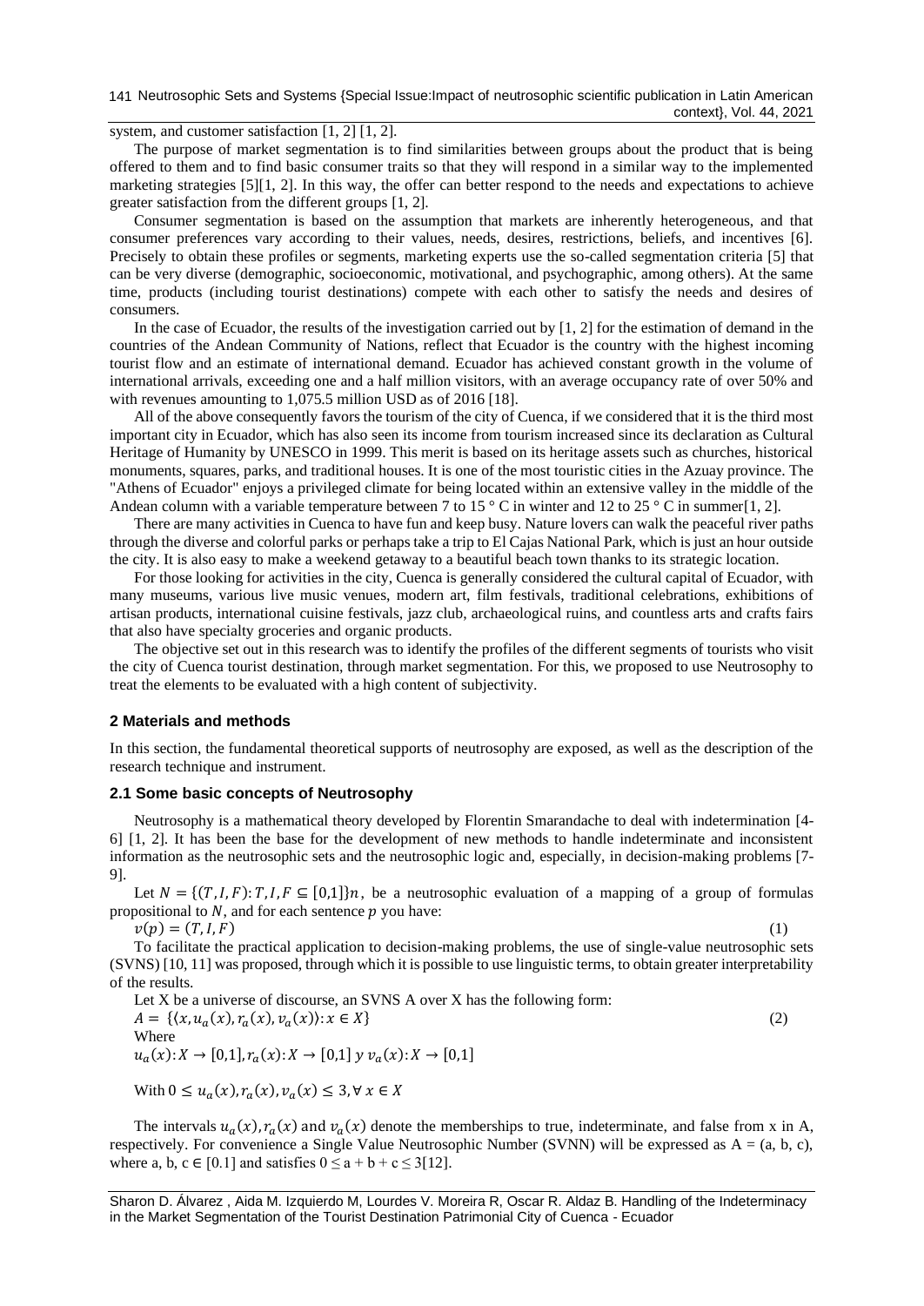system, and customer satisfaction [1, 2] [1, 2].

The purpose of market segmentation is to find similarities between groups about the product that is being offered to them and to find basic consumer traits so that they will respond in a similar way to the implemented marketing strategies [5][1, 2]. In this way, the offer can better respond to the needs and expectations to achieve greater satisfaction from the different groups [1, 2].

Consumer segmentation is based on the assumption that markets are inherently heterogeneous, and that consumer preferences vary according to their values, needs, desires, restrictions, beliefs, and incentives [6]. Precisely to obtain these profiles or segments, marketing experts use the so-called segmentation criteria [5] that can be very diverse (demographic, socioeconomic, motivational, and psychographic, among others). At the same time, products (including tourist destinations) compete with each other to satisfy the needs and desires of consumers.

In the case of Ecuador, the results of the investigation carried out by [1, 2] for the estimation of demand in the countries of the Andean Community of Nations, reflect that Ecuador is the country with the highest incoming tourist flow and an estimate of international demand. Ecuador has achieved constant growth in the volume of international arrivals, exceeding one and a half million visitors, with an average occupancy rate of over 50% and with revenues amounting to 1,075.5 million USD as of 2016 [18].

All of the above consequently favors the tourism of the city of Cuenca, if we considered that it is the third most important city in Ecuador, which has also seen its income from tourism increased since its declaration as Cultural Heritage of Humanity by UNESCO in 1999. This merit is based on its heritage assets such as churches, historical monuments, squares, parks, and traditional houses. It is one of the most touristic cities in the Azuay province. The "Athens of Ecuador" enjoys a privileged climate for being located within an extensive valley in the middle of the Andean column with a variable temperature between 7 to 15 ° C in winter and 12 to 25 ° C in summer[1, 2].

There are many activities in Cuenca to have fun and keep busy. Nature lovers can walk the peaceful river paths through the diverse and colorful parks or perhaps take a trip to El Cajas National Park, which is just an hour outside the city. It is also easy to make a weekend getaway to a beautiful beach town thanks to its strategic location.

For those looking for activities in the city, Cuenca is generally considered the cultural capital of Ecuador, with many museums, various live music venues, modern art, film festivals, traditional celebrations, exhibitions of artisan products, international cuisine festivals, jazz club, archaeological ruins, and countless arts and crafts fairs that also have specialty groceries and organic products.

The objective set out in this research was to identify the profiles of the different segments of tourists who visit the city of Cuenca tourist destination, through market segmentation. For this, we proposed to use Neutrosophy to treat the elements to be evaluated with a high content of subjectivity.

## 2 Materials and methods

In this section, the fundamental theoretical supports of neutrosophy are exposed, as well as the description of the research technique and instrument.

### 2.1 Some basic concepts of Neutrosophy

Neutrosophy is a mathematical theory developed by Florentin Smarandache to deal with indetermination [4-6] [1, 2]. It has been the base for the development of new methods to handle indeterminate and inconsistent information as the neutrosophic sets and the neutrosophic logic and, especially, in decision-making problems [7-9].

Let $N = \{(T, I, F): T, I, F \subseteq [0,1]\}n$, be a neutrosophic evaluation of a mapping of a group of formulas propositional to $N$, and for each sentence $p$ you have:

$$v(p) = (T, I, F) \tag{1}$$

To facilitate the practical application to decision-making problems, the use of single-value neutrosophic sets (SVNS) [10, 11] was proposed, through which it is possible to use linguistic terms, to obtain greater interpretability of the results.

Let X be a universe of discourse, an SVNS A over X has the following form:

$$A = \{\langle x, u_a(x), r_a(x), v_a(x)\rangle : x \in X\} \tag{2}$$

Where

$u_a(x): X \to [0,1], r_a(x): X \to [0,1]$ y $v_a(x): X \to [0,1]$

With $0 \le u_a(x), r_a(x), v_a(x) \le 3, \forall\, x \in X$

The intervals $u_a(x), r_a(x)$ and $v_a(x)$ denote the memberships to true, indeterminate, and false from x in A, respectively. For convenience a Single Value Neutrosophic Number (SVNN) will be expressed as A = (a, b, c), where a, b, c ∈ [0.1] and satisfies $0 \le a + b + c \le 3$[12].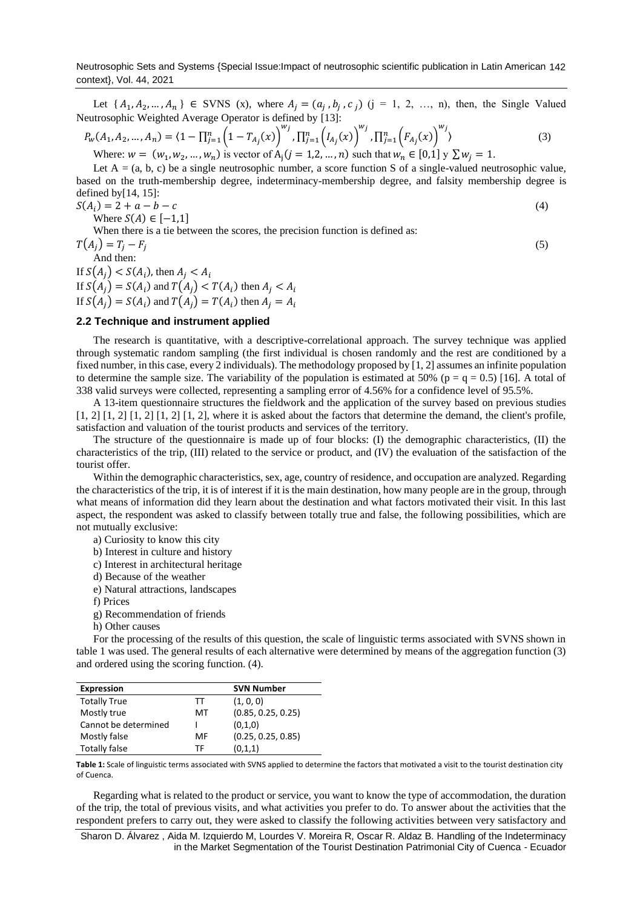Let $\{A_1, A_2, \dots, A_n\} \in$ SVNS (x), where $A_j = (a_j, b_j, c_j)$ (j = 1, 2, …, n), then, the Single Valued Neutrosophic Weighted Average Operator is defined by [13]:

$$P_w(A_1, A_2, \dots, A_n) = \langle 1 - \prod_{j=1}^{n}\left(1 - T_{A_j}(x)\right)^{w_j}, \prod_{j=1}^{n}\left(I_{A_j}(x)\right)^{w_j}, \prod_{j=1}^{n}\left(F_{A_j}(x)\right)^{w_j} \rangle \tag{3}$$

Where: $w = (w_1, w_2, \dots, w_n)$ is vector of $A_j (j = 1,2, \dots, n)$ such that $w_n \in [0,1]$ y $\sum w_j = 1$.

Let A = (a, b, c) be a single neutrosophic number, a score function S of a single-valued neutrosophic value, based on the truth-membership degree, indeterminacy-membership degree, and falsity membership degree is defined by[14, 15]:

$$S(A_i) = 2 + a - b - c \tag{4}$$

Where $S(A) \in [-1,1]$

When there is a tie between the scores, the precision function is defined as:

$$T(A_j) = T_j - F_j \tag{5}$$

And then:

If $S(A_j) < S(A_i)$, then $A_j < A_i$

If $S(A_j) = S(A_i)$ and $T(A_j) < T(A_i)$ then $A_j < A_i$

If $S(A_j) = S(A_i)$ and $T(A_j) = T(A_i)$ then $A_j = A_i$

### 2.2 Technique and instrument applied

The research is quantitative, with a descriptive-correlational approach. The survey technique was applied through systematic random sampling (the first individual is chosen randomly and the rest are conditioned by a fixed number, in this case, every 2 individuals). The methodology proposed by [1, 2] assumes an infinite population to determine the sample size. The variability of the population is estimated at 50% (p = q = 0.5) [16]. A total of 338 valid surveys were collected, representing a sampling error of 4.56% for a confidence level of 95.5%.

A 13-item questionnaire structures the fieldwork and the application of the survey based on previous studies [1, 2] [1, 2] [1, 2] [1, 2] [1, 2], where it is asked about the factors that determine the demand, the client's profile, satisfaction and valuation of the tourist products and services of the territory.

The structure of the questionnaire is made up of four blocks: (I) the demographic characteristics, (II) the characteristics of the trip, (III) related to the service or product, and (IV) the evaluation of the satisfaction of the tourist offer.

Within the demographic characteristics, sex, age, country of residence, and occupation are analyzed. Regarding the characteristics of the trip, it is of interest if it is the main destination, how many people are in the group, through what means of information did they learn about the destination and what factors motivated their visit. In this last aspect, the respondent was asked to classify between totally true and false, the following possibilities, which are not mutually exclusive:

a) Curiosity to know this city
b) Interest in culture and history
c) Interest in architectural heritage
d) Because of the weather
e) Natural attractions, landscapes
f) Prices
g) Recommendation of friends
h) Other causes

For the processing of the results of this question, the scale of linguistic terms associated with SVNS shown in table 1 was used. The general results of each alternative were determined by means of the aggregation function (3) and ordered using the scoring function. (4).

| Expression | | SVN Number |
|---|---|---|
| Totally True | TT | (1, 0, 0) |
| Mostly true | MT | (0.85, 0.25, 0.25) |
| Cannot be determined | I | (0,1,0) |
| Mostly false | MF | (0.25, 0.25, 0.85) |
| Totally false | TF | (0,1,1) |

**Table 1:** Scale of linguistic terms associated with SVNS applied to determine the factors that motivated a visit to the tourist destination city of Cuenca.

Regarding what is related to the product or service, you want to know the type of accommodation, the duration of the trip, the total of previous visits, and what activities you prefer to do. To answer about the activities that the respondent prefers to carry out, they were asked to classify the following activities between very satisfactory and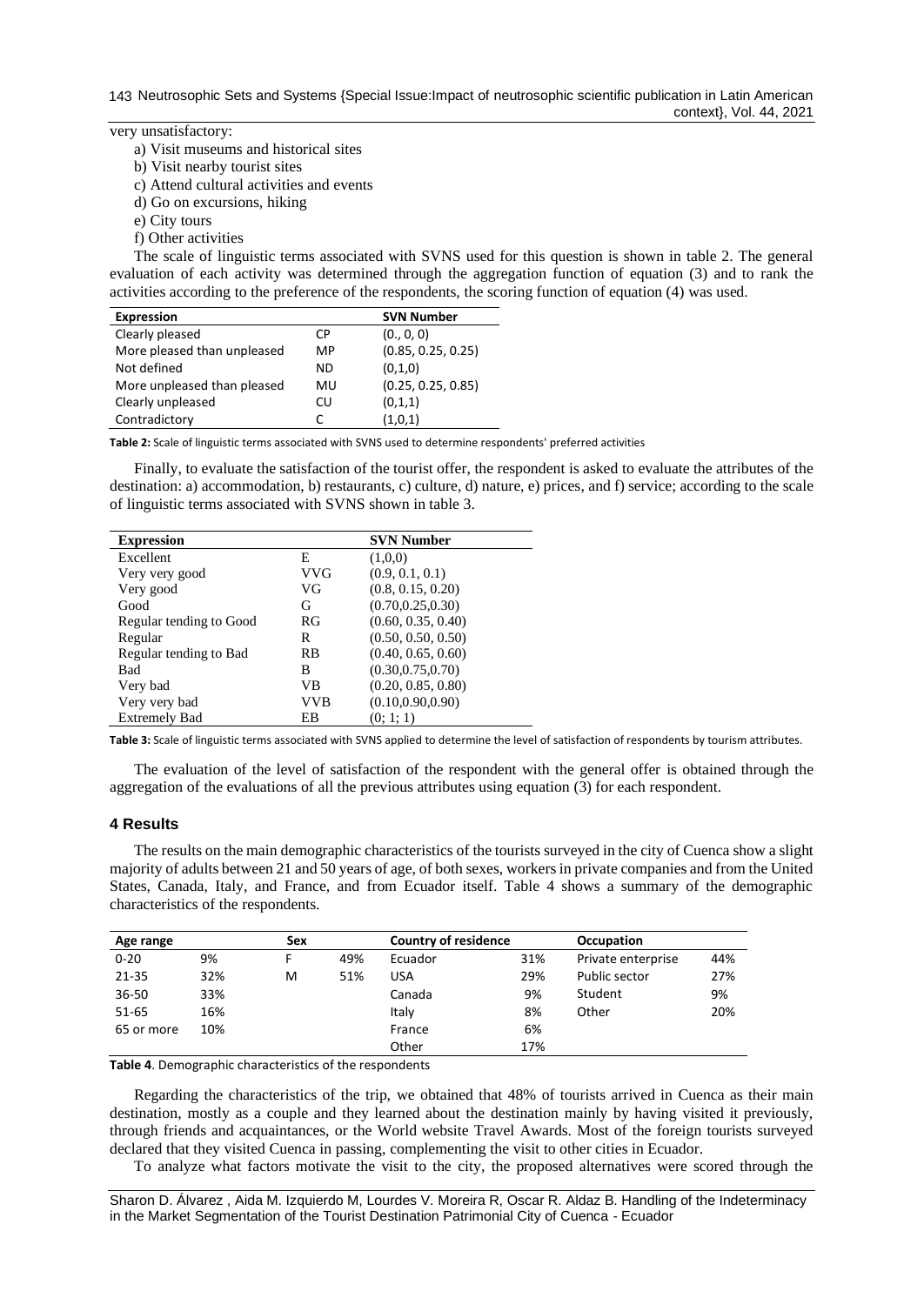very unsatisfactory:

a) Visit museums and historical sites
b) Visit nearby tourist sites
c) Attend cultural activities and events
d) Go on excursions, hiking
e) City tours
f) Other activities

The scale of linguistic terms associated with SVNS used for this question is shown in table 2. The general evaluation of each activity was determined through the aggregation function of equation (3) and to rank the activities according to the preference of the respondents, the scoring function of equation (4) was used.

| Expression | | SVN Number |
|---|---|---|
| Clearly pleased | CP | (0., 0, 0) |
| More pleased than unpleased | MP | (0.85, 0.25, 0.25) |
| Not defined | ND | (0,1,0) |
| More unpleased than pleased | MU | (0.25, 0.25, 0.85) |
| Clearly unpleased | CU | (0,1,1) |
| Contradictory | C | (1,0,1) |

**Table 2:** Scale of linguistic terms associated with SVNS used to determine respondents' preferred activities

Finally, to evaluate the satisfaction of the tourist offer, the respondent is asked to evaluate the attributes of the destination: a) accommodation, b) restaurants, c) culture, d) nature, e) prices, and f) service; according to the scale of linguistic terms associated with SVNS shown in table 3.

| Expression | | SVN Number |
|---|---|---|
| Excellent | E | (1,0,0) |
| Very very good | VVG | (0.9, 0.1, 0.1) |
| Very good | VG | (0.8, 0.15, 0.20) |
| Good | G | (0.70,0.25,0.30) |
| Regular tending to Good | RG | (0.60, 0.35, 0.40) |
| Regular | R | (0.50, 0.50, 0.50) |
| Regular tending to Bad | RB | (0.40, 0.65, 0.60) |
| Bad | B | (0.30,0.75,0.70) |
| Very bad | VB | (0.20, 0.85, 0.80) |
| Very very bad | VVB | (0.10,0.90,0.90) |
| Extremely Bad | EB | (0; 1; 1) |

**Table 3:** Scale of linguistic terms associated with SVNS applied to determine the level of satisfaction of respondents by tourism attributes.

The evaluation of the level of satisfaction of the respondent with the general offer is obtained through the aggregation of the evaluations of all the previous attributes using equation (3) for each respondent.

## 4 Results

The results on the main demographic characteristics of the tourists surveyed in the city of Cuenca show a slight majority of adults between 21 and 50 years of age, of both sexes, workers in private companies and from the United States, Canada, Italy, and France, and from Ecuador itself. Table 4 shows a summary of the demographic characteristics of the respondents.

| Age range | | Sex | | Country of residence | | Occupation | |
|---|---|---|---|---|---|---|---|
| 0-20 | 9% | F | 49% | Ecuador | 31% | Private enterprise | 44% |
| 21-35 | 32% | M | 51% | USA | 29% | Public sector | 27% |
| 36-50 | 33% | | | Canada | 9% | Student | 9% |
| 51-65 | 16% | | | Italy | 8% | Other | 20% |
| 65 or more | 10% | | | France | 6% | | |
| | | | | Other | 17% | | |

**Table 4**. Demographic characteristics of the respondents

Regarding the characteristics of the trip, we obtained that 48% of tourists arrived in Cuenca as their main destination, mostly as a couple and they learned about the destination mainly by having visited it previously, through friends and acquaintances, or the World website Travel Awards. Most of the foreign tourists surveyed declared that they visited Cuenca in passing, complementing the visit to other cities in Ecuador.

To analyze what factors motivate the visit to the city, the proposed alternatives were scored through the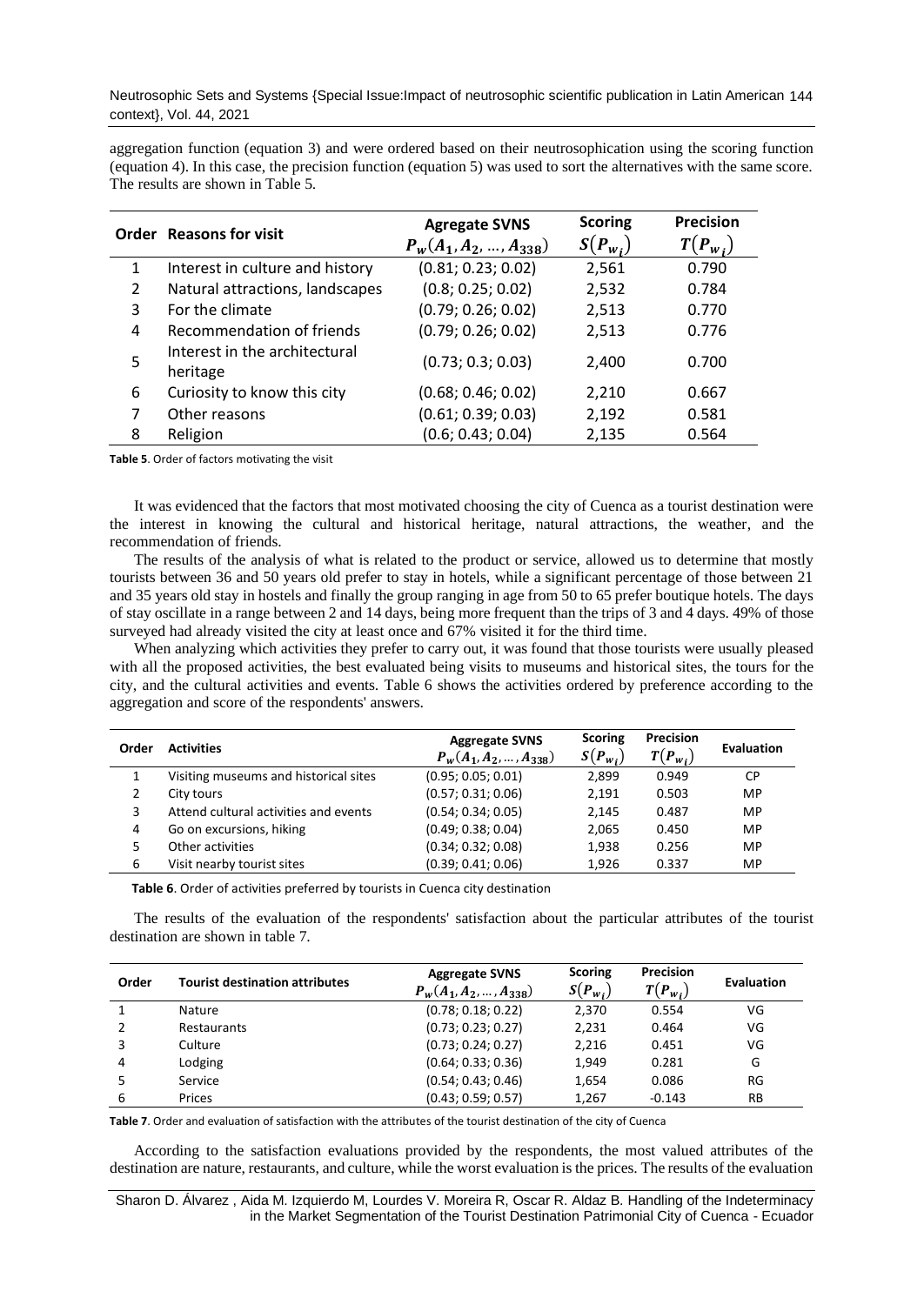aggregation function (equation 3) and were ordered based on their neutrosophication using the scoring function (equation 4). In this case, the precision function (equation 5) was used to sort the alternatives with the same score. The results are shown in Table 5.

| Order | Reasons for visit | Agregate SVNS $P_w(A_1, A_2, \ldots, A_{338})$ | Scoring $S(P_{w_i})$ | Precision $T(P_{w_i})$ |
|---|---|---|---|---|
| 1 | Interest in culture and history | (0.81; 0.23; 0.02) | 2,561 | 0.790 |
| 2 | Natural attractions, landscapes | (0.8; 0.25; 0.02) | 2,532 | 0.784 |
| 3 | For the climate | (0.79; 0.26; 0.02) | 2,513 | 0.770 |
| 4 | Recommendation of friends | (0.79; 0.26; 0.02) | 2,513 | 0.776 |
| 5 | Interest in the architectural heritage | (0.73; 0.3; 0.03) | 2,400 | 0.700 |
| 6 | Curiosity to know this city | (0.68; 0.46; 0.02) | 2,210 | 0.667 |
| 7 | Other reasons | (0.61; 0.39; 0.03) | 2,192 | 0.581 |
| 8 | Religion | (0.6; 0.43; 0.04) | 2,135 | 0.564 |

**Table 5**. Order of factors motivating the visit

It was evidenced that the factors that most motivated choosing the city of Cuenca as a tourist destination were the interest in knowing the cultural and historical heritage, natural attractions, the weather, and the recommendation of friends.

The results of the analysis of what is related to the product or service, allowed us to determine that mostly tourists between 36 and 50 years old prefer to stay in hotels, while a significant percentage of those between 21 and 35 years old stay in hostels and finally the group ranging in age from 50 to 65 prefer boutique hotels. The days of stay oscillate in a range between 2 and 14 days, being more frequent than the trips of 3 and 4 days. 49% of those surveyed had already visited the city at least once and 67% visited it for the third time.

When analyzing which activities they prefer to carry out, it was found that those tourists were usually pleased with all the proposed activities, the best evaluated being visits to museums and historical sites, the tours for the city, and the cultural activities and events. Table 6 shows the activities ordered by preference according to the aggregation and score of the respondents' answers.

| Order | Activities | Aggregate SVNS $P_w(A_1, A_2, \ldots, A_{338})$ | Scoring $S(P_{w_i})$ | Precision $T(P_{w_i})$ | Evaluation |
|---|---|---|---|---|---|
| 1 | Visiting museums and historical sites | (0.95; 0.05; 0.01) | 2,899 | 0.949 | CP |
| 2 | City tours | (0.57; 0.31; 0.06) | 2,191 | 0.503 | MP |
| 3 | Attend cultural activities and events | (0.54; 0.34; 0.05) | 2,145 | 0.487 | MP |
| 4 | Go on excursions, hiking | (0.49; 0.38; 0.04) | 2,065 | 0.450 | MP |
| 5 | Other activities | (0.34; 0.32; 0.08) | 1,938 | 0.256 | MP |
| 6 | Visit nearby tourist sites | (0.39; 0.41; 0.06) | 1,926 | 0.337 | MP |

**Table 6**. Order of activities preferred by tourists in Cuenca city destination

The results of the evaluation of the respondents' satisfaction about the particular attributes of the tourist destination are shown in table 7.

| Order | Tourist destination attributes | Aggregate SVNS $P_w(A_1, A_2, \ldots, A_{338})$ | Scoring $S(P_{w_i})$ | Precision $T(P_{w_i})$ | Evaluation |
|---|---|---|---|---|---|
| 1 | Nature | (0.78; 0.18; 0.22) | 2,370 | 0.554 | VG |
| 2 | Restaurants | (0.73; 0.23; 0.27) | 2,231 | 0.464 | VG |
| 3 | Culture | (0.73; 0.24; 0.27) | 2,216 | 0.451 | VG |
| 4 | Lodging | (0.64; 0.33; 0.36) | 1,949 | 0.281 | G |
| 5 | Service | (0.54; 0.43; 0.46) | 1,654 | 0.086 | RG |
| 6 | Prices | (0.43; 0.59; 0.57) | 1,267 | -0.143 | RB |

**Table 7**. Order and evaluation of satisfaction with the attributes of the tourist destination of the city of Cuenca

According to the satisfaction evaluations provided by the respondents, the most valued attributes of the destination are nature, restaurants, and culture, while the worst evaluation is the prices. The results of the evaluation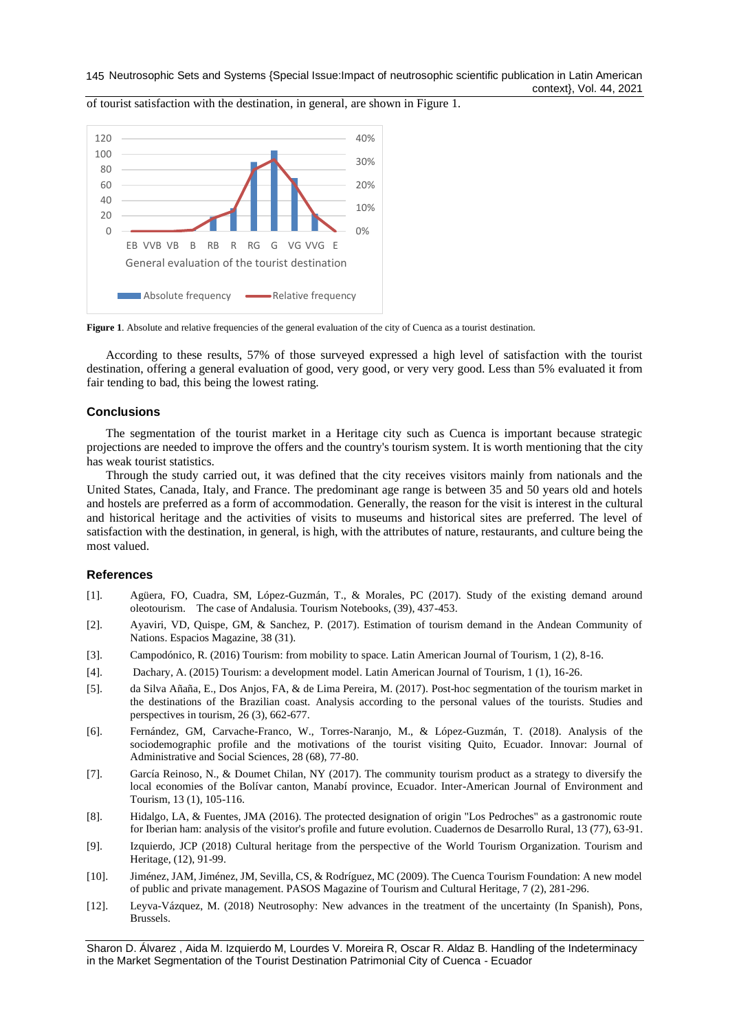of tourist satisfaction with the destination, in general, are shown in Figure 1.

**Figure 1**. Absolute and relative frequencies of the general evaluation of the city of Cuenca as a tourist destination.

According to these results, 57% of those surveyed expressed a high level of satisfaction with the tourist destination, offering a general evaluation of good, very good, or very very good. Less than 5% evaluated it from fair tending to bad, this being the lowest rating.

## Conclusions

The segmentation of the tourist market in a Heritage city such as Cuenca is important because strategic projections are needed to improve the offers and the country's tourism system. It is worth mentioning that the city has weak tourist statistics.

Through the study carried out, it was defined that the city receives visitors mainly from nationals and the United States, Canada, Italy, and France. The predominant age range is between 35 and 50 years old and hotels and hostels are preferred as a form of accommodation. Generally, the reason for the visit is interest in the cultural and historical heritage and the activities of visits to museums and historical sites are preferred. The level of satisfaction with the destination, in general, is high, with the attributes of nature, restaurants, and culture being the most valued.

## References

[1]. Agüera, FO, Cuadra, SM, López-Guzmán, T., & Morales, PC (2017). Study of the existing demand around oleotourism. The case of Andalusia. Tourism Notebooks, (39), 437-453.

[2]. Ayaviri, VD, Quispe, GM, & Sanchez, P. (2017). Estimation of tourism demand in the Andean Community of Nations. Espacios Magazine, 38 (31).

[3]. Campodónico, R. (2016) Tourism: from mobility to space. Latin American Journal of Tourism, 1 (2), 8-16.

[4]. Dachary, A. (2015) Tourism: a development model. Latin American Journal of Tourism, 1 (1), 16-26.

[5]. da Silva Añaña, E., Dos Anjos, FA, & de Lima Pereira, M. (2017). Post-hoc segmentation of the tourism market in the destinations of the Brazilian coast. Analysis according to the personal values of the tourists. Studies and perspectives in tourism, 26 (3), 662-677.

[6]. Fernández, GM, Carvache-Franco, W., Torres-Naranjo, M., & López-Guzmán, T. (2018). Analysis of the sociodemographic profile and the motivations of the tourist visiting Quito, Ecuador. Innovar: Journal of Administrative and Social Sciences, 28 (68), 77-80.

[7]. García Reinoso, N., & Doumet Chilan, NY (2017). The community tourism product as a strategy to diversify the local economies of the Bolívar canton, Manabí province, Ecuador. Inter-American Journal of Environment and Tourism, 13 (1), 105-116.

[8]. Hidalgo, LA, & Fuentes, JMA (2016). The protected designation of origin "Los Pedroches" as a gastronomic route for Iberian ham: analysis of the visitor's profile and future evolution. Cuadernos de Desarrollo Rural, 13 (77), 63-91.

[9]. Izquierdo, JCP (2018) Cultural heritage from the perspective of the World Tourism Organization. Tourism and Heritage, (12), 91-99.

[10]. Jiménez, JAM, Jiménez, JM, Sevilla, CS, & Rodríguez, MC (2009). The Cuenca Tourism Foundation: A new model of public and private management. PASOS Magazine of Tourism and Cultural Heritage, 7 (2), 281-296.

[12]. Leyva-Vázquez, M. (2018) Neutrosophy: New advances in the treatment of the uncertainty (In Spanish), Pons, Brussels.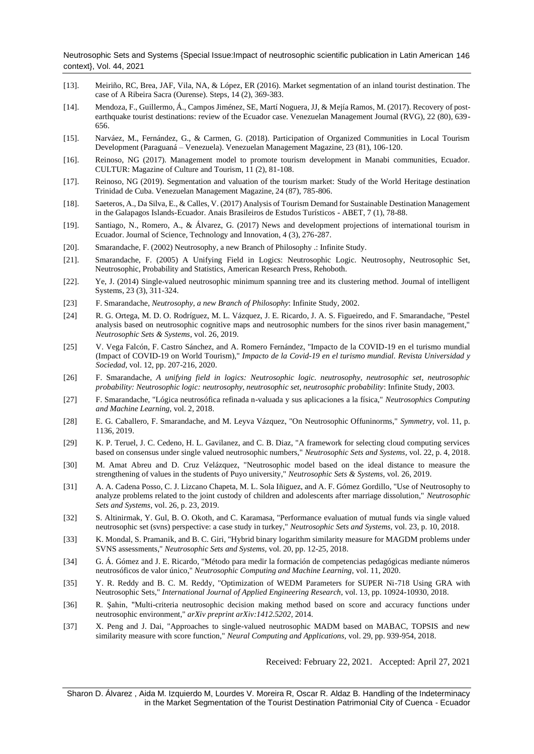[13]. Meiriño, RC, Brea, JAF, Vila, NA, & López, ER (2016). Market segmentation of an inland tourist destination. The case of A Ribeira Sacra (Ourense). Steps, 14 (2), 369-383.

[14]. Mendoza, F., Guillermo, Á., Campos Jiménez, SE, Martí Noguera, JJ, & Mejía Ramos, M. (2017). Recovery of post-earthquake tourist destinations: review of the Ecuador case. Venezuelan Management Journal (RVG), 22 (80), 639-656.

[15]. Narváez, M., Fernández, G., & Carmen, G. (2018). Participation of Organized Communities in Local Tourism Development (Paraguaná – Venezuela). Venezuelan Management Magazine, 23 (81), 106-120.

[16]. Reinoso, NG (2017). Management model to promote tourism development in Manabi communities, Ecuador. CULTUR: Magazine of Culture and Tourism, 11 (2), 81-108.

[17]. Reinoso, NG (2019). Segmentation and valuation of the tourism market: Study of the World Heritage destination Trinidad de Cuba. Venezuelan Management Magazine, 24 (87), 785-806.

[18]. Saeteros, A., Da Silva, E., & Calles, V. (2017) Analysis of Tourism Demand for Sustainable Destination Management in the Galapagos Islands-Ecuador. Anais Brasileiros de Estudos Turísticos - ABET, 7 (1), 78-88.

[19]. Santiago, N., Romero, A., & Álvarez, G. (2017) News and development projections of international tourism in Ecuador. Journal of Science, Technology and Innovation, 4 (3), 276-287.

[20]. Smarandache, F. (2002) Neutrosophy, a new Branch of Philosophy .: Infinite Study.

[21]. Smarandache, F. (2005) A Unifying Field in Logics: Neutrosophic Logic. Neutrosophy, Neutrosophic Set, Neutrosophic, Probability and Statistics, American Research Press, Rehoboth.

[22]. Ye, J. (2014) Single-valued neutrosophic minimum spanning tree and its clustering method. Journal of intelligent Systems, 23 (3), 311-324.

[23] F. Smarandache, *Neutrosophy, a new Branch of Philosophy*: Infinite Study, 2002.

[24] R. G. Ortega, M. D. O. Rodríguez, M. L. Vázquez, J. E. Ricardo, J. A. S. Figueiredo, and F. Smarandache, "Pestel analysis based on neutrosophic cognitive maps and neutrosophic numbers for the sinos river basin management," *Neutrosophic Sets & Systems,* vol. 26, 2019.

[25] V. Vega Falcón, F. Castro Sánchez, and A. Romero Fernández, "Impacto de la COVID-19 en el turismo mundial (Impact of COVID-19 on World Tourism)," *Impacto de la Covid-19 en el turismo mundial. Revista Universidad y Sociedad,* vol. 12, pp. 207-216, 2020.

[26] F. Smarandache, *A unifying field in logics: Neutrosophic logic. neutrosophy, neutrosophic set, neutrosophic probability: Neutrosophic logic: neutrosophy, neutrosophic set, neutrosophic probability*: Infinite Study, 2003.

[27] F. Smarandache, "Lógica neutrosófica refinada n-valuada y sus aplicaciones a la física," *Neutrosophics Computing and Machine Learning,* vol. 2, 2018.

[28] E. G. Caballero, F. Smarandache, and M. Leyva Vázquez, "On Neutrosophic Offuninorms," *Symmetry,* vol. 11, p. 1136, 2019.

[29] K. P. Teruel, J. C. Cedeno, H. L. Gavilanez, and C. B. Diaz, "A framework for selecting cloud computing services based on consensus under single valued neutrosophic numbers," *Neutrosophic Sets and Systems,* vol. 22, p. 4, 2018.

[30] M. Amat Abreu and D. Cruz Velázquez, "Neutrosophic model based on the ideal distance to measure the strengthening of values in the students of Puyo university," *Neutrosophic Sets & Systems,* vol. 26, 2019.

[31] A. A. Cadena Posso, C. J. Lizcano Chapeta, M. L. Sola Iñiguez, and A. F. Gómez Gordillo, "Use of Neutrosophy to analyze problems related to the joint custody of children and adolescents after marriage dissolution," *Neutrosophic Sets and Systems,* vol. 26, p. 23, 2019.

[32] S. Altinirmak, Y. Gul, B. O. Okoth, and C. Karamasa, "Performance evaluation of mutual funds via single valued neutrosophic set (svns) perspective: a case study in turkey," *Neutrosophic Sets and Systems,* vol. 23, p. 10, 2018.

[33] K. Mondal, S. Pramanik, and B. C. Giri, "Hybrid binary logarithm similarity measure for MAGDM problems under SVNS assessments," *Neutrosophic Sets and Systems,* vol. 20, pp. 12-25, 2018.

[34] G. Á. Gómez and J. E. Ricardo, "Método para medir la formación de competencias pedagógicas mediante números neutrosóficos de valor único," *Neutrosophic Computing and Machine Learning,* vol. 11, 2020.

[35] Y. R. Reddy and B. C. M. Reddy, "Optimization of WEDM Parameters for SUPER Ni-718 Using GRA with Neutrosophic Sets," *International Journal of Applied Engineering Research,* vol. 13, pp. 10924-10930, 2018.

[36] R. Şahin, "Multi-criteria neutrosophic decision making method based on score and accuracy functions under neutrosophic environment," *arXiv preprint arXiv:1412.5202,* 2014.

[37] X. Peng and J. Dai, "Approaches to single-valued neutrosophic MADM based on MABAC, TOPSIS and new similarity measure with score function," *Neural Computing and Applications,* vol. 29, pp. 939-954, 2018.

Received: February 22, 2021. Accepted: April 27, 2021